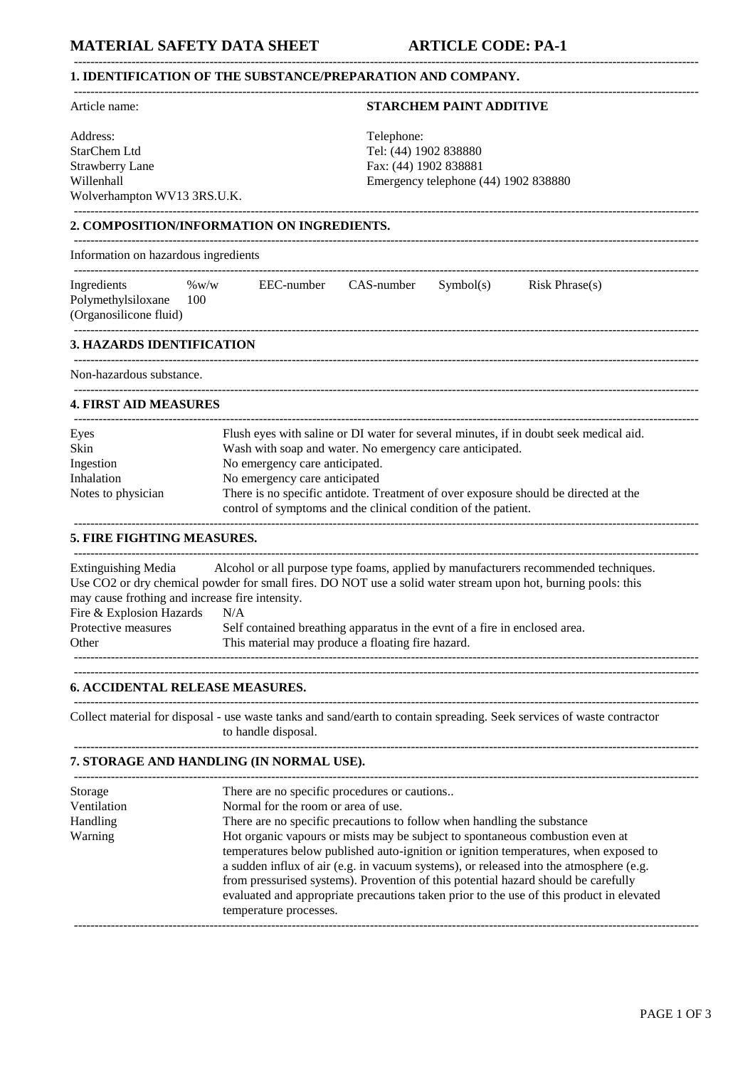# MATERIAL SAFETY DATA SHEET — ARTICLE CODE: PA-1

## 1. IDENTIFICATION OF THE SUBSTANCE/PREPARATION AND COMPANY.

Article name: **STARCHEM PAINT ADDITIVE**

| Address: | Telephone: |
|---|---|
| StarChem Ltd | Tel: (44) 1902 838880 |
| Strawberry Lane | Fax: (44) 1902 838881 |
| Willenhall | Emergency telephone (44) 1902 838880 |
| Wolverhampton WV13 3RS.U.K. | |

## 2. COMPOSITION/INFORMATION ON INGREDIENTS.

Information on hazardous ingredients

| Ingredients | %w/w | EEC-number | CAS-number | Symbol(s) | Risk Phrase(s) |
|---|---|---|---|---|---|
| Polymethylsiloxane (Organosilicone fluid) | 100 | | | | |

## 3. HAZARDS IDENTIFICATION

Non-hazardous substance.

## 4. FIRST AID MEASURES

| | |
|---|---|
| Eyes | Flush eyes with saline or DI water for several minutes, if in doubt seek medical aid. |
| Skin | Wash with soap and water. No emergency care anticipated. |
| Ingestion | No emergency care anticipated. |
| Inhalation | No emergency care anticipated |
| Notes to physician | There is no specific antidote. Treatment of over exposure should be directed at the control of symptoms and the clinical condition of the patient. |

## 5. FIRE FIGHTING MEASURES.

Extinguishing Media Alcohol or all purpose type foams, applied by manufacturers recommended techniques. Use CO2 or dry chemical powder for small fires. DO NOT use a solid water stream upon hot, burning pools: this may cause frothing and increase fire intensity.

| | |
|---|---|
| Fire & Explosion Hazards | N/A |
| Protective measures | Self contained breathing apparatus in the evnt of a fire in enclosed area. |
| Other | This material may produce a floating fire hazard. |

## 6. ACCIDENTAL RELEASE MEASURES.

Collect material for disposal - use waste tanks and sand/earth to contain spreading. Seek services of waste contractor to handle disposal.

## 7. STORAGE AND HANDLING (IN NORMAL USE).

| | |
|---|---|
| Storage | There are no specific procedures or cautions.. |
| Ventilation | Normal for the room or area of use. |
| Handling | There are no specific precautions to follow when handling the substance |
| Warning | Hot organic vapours or mists may be subject to spontaneous combustion even at temperatures below published auto-ignition or ignition temperatures, when exposed to a sudden influx of air (e.g. in vacuum systems), or released into the atmosphere (e.g. from pressurised systems). Provention of this potential hazard should be carefully evaluated and appropriate precautions taken prior to the use of this product in elevated temperature processes. |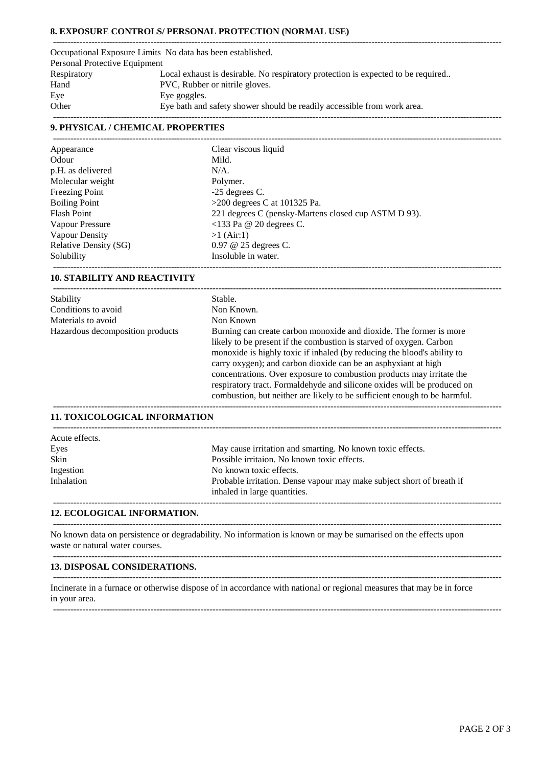## 8. EXPOSURE CONTROLS/ PERSONAL PROTECTION (NORMAL USE)

Occupational Exposure Limits No data has been established.

Personal Protective Equipment

| | |
|---|---|
| Respiratory | Local exhaust is desirable. No respiratory protection is expected to be required.. |
| Hand | PVC, Rubber or nitrile gloves. |
| Eye | Eye goggles. |
| Other | Eye bath and safety shower should be readily accessible from work area. |

## 9. PHYSICAL / CHEMICAL PROPERTIES

| | |
|---|---|
| Appearance | Clear viscous liquid |
| Odour | Mild. |
| p.H. as delivered | N/A. |
| Molecular weight | Polymer. |
| Freezing Point | -25 degrees C. |
| Boiling Point | >200 degrees C at 101325 Pa. |
| Flash Point | 221 degrees C (pensky-Martens closed cup ASTM D 93). |
| Vapour Pressure | <133 Pa @ 20 degrees C. |
| Vapour Density | >1 (Air:1) |
| Relative Density (SG) | 0.97 @ 25 degrees C. |
| Solubility | Insoluble in water. |

## 10. STABILITY AND REACTIVITY

| | |
|---|---|
| Stability | Stable. |
| Conditions to avoid | Non Known. |
| Materials to avoid | Non Known |
| Hazardous decomposition products | Burning can create carbon monoxide and dioxide. The former is more likely to be present if the combustion is starved of oxygen. Carbon monoxide is highly toxic if inhaled (by reducing the blood's ability to carry oxygen); and carbon dioxide can be an asphyxiant at high concentrations. Over exposure to combustion products may irritate the respiratory tract. Formaldehyde and silicone oxides will be produced on combustion, but neither are likely to be sufficient enough to be harmful. |

## 11. TOXICOLOGICAL INFORMATION

Acute effects.

| | |
|---|---|
| Eyes | May cause irritation and smarting. No known toxic effects. |
| Skin | Possible irritaion. No known toxic effects. |
| Ingestion | No known toxic effects. |
| Inhalation | Probable irritation. Dense vapour may make subject short of breath if inhaled in large quantities. |

## 12. ECOLOGICAL INFORMATION.

No known data on persistence or degradability. No information is known or may be sumarised on the effects upon waste or natural water courses.

## 13. DISPOSAL CONSIDERATIONS.

Incinerate in a furnace or otherwise dispose of in accordance with national or regional measures that may be in force in your area.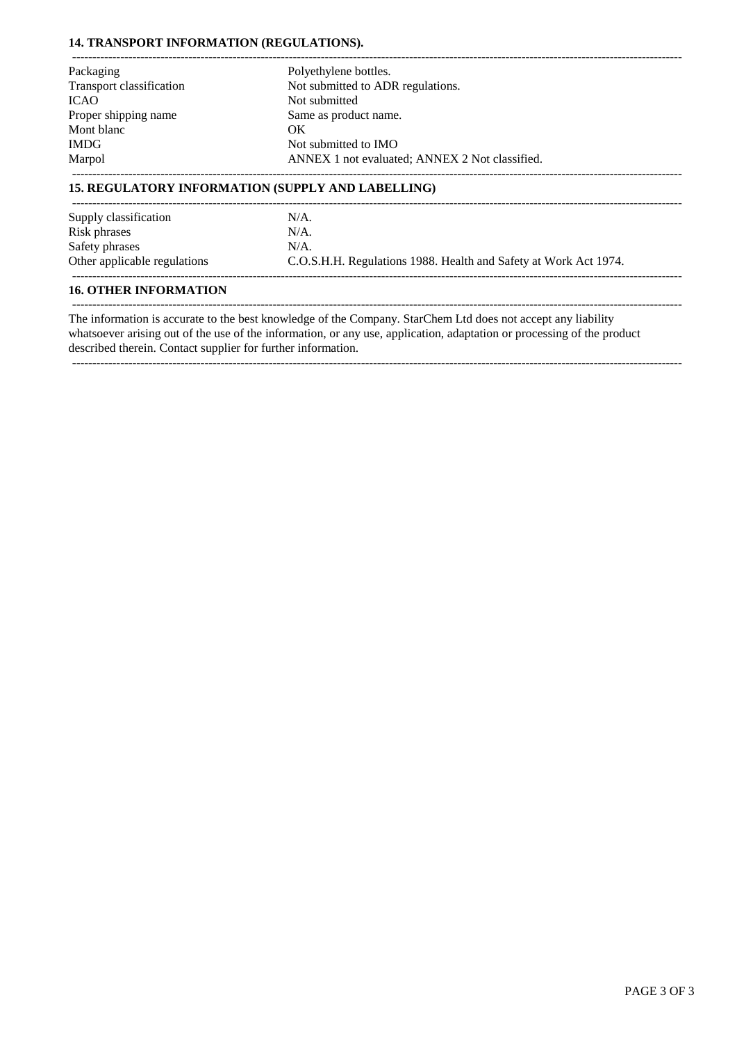## 14. TRANSPORT INFORMATION (REGULATIONS).

| | |
|---|---|
| Packaging | Polyethylene bottles. |
| Transport classification | Not submitted to ADR regulations. |
| ICAO | Not submitted |
| Proper shipping name | Same as product name. |
| Mont blanc | OK |
| IMDG | Not submitted to IMO |
| Marpol | ANNEX 1 not evaluated; ANNEX 2 Not classified. |

## 15. REGULATORY INFORMATION (SUPPLY AND LABELLING)

| | |
|---|---|
| Supply classification | N/A. |
| Risk phrases | N/A. |
| Safety phrases | N/A. |
| Other applicable regulations | C.O.S.H.H. Regulations 1988. Health and Safety at Work Act 1974. |

## 16. OTHER INFORMATION

The information is accurate to the best knowledge of the Company. StarChem Ltd does not accept any liability whatsoever arising out of the use of the information, or any use, application, adaptation or processing of the product described therein. Contact supplier for further information.